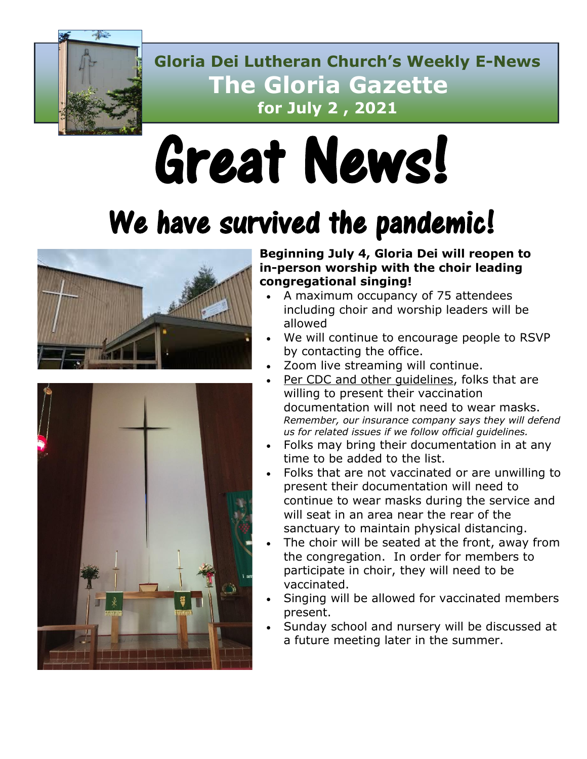**Gloria Dei Lutheran Church's Weekly E-News**

# The Gloria Gazette

**for July 2 , 2021**

# Great News!

## We have survived the pandemic!

**Beginning July 4, Gloria Dei will reopen to in-person worship with the choir leading congregational singing!**

- A maximum occupancy of 75 attendees including choir and worship leaders will be allowed
- We will continue to encourage people to RSVP by contacting the office.
- Zoom live streaming will continue.
- Per CDC and other guidelines, folks that are willing to present their vaccination documentation will not need to wear masks. *Remember, our insurance company says they will defend us for related issues if we follow official guidelines.*
- Folks may bring their documentation in at any time to be added to the list.
- Folks that are not vaccinated or are unwilling to present their documentation will need to continue to wear masks during the service and will seat in an area near the rear of the sanctuary to maintain physical distancing.
- The choir will be seated at the front, away from the congregation. In order for members to participate in choir, they will need to be vaccinated.
- Singing will be allowed for vaccinated members present.
- Sunday school and nursery will be discussed at a future meeting later in the summer.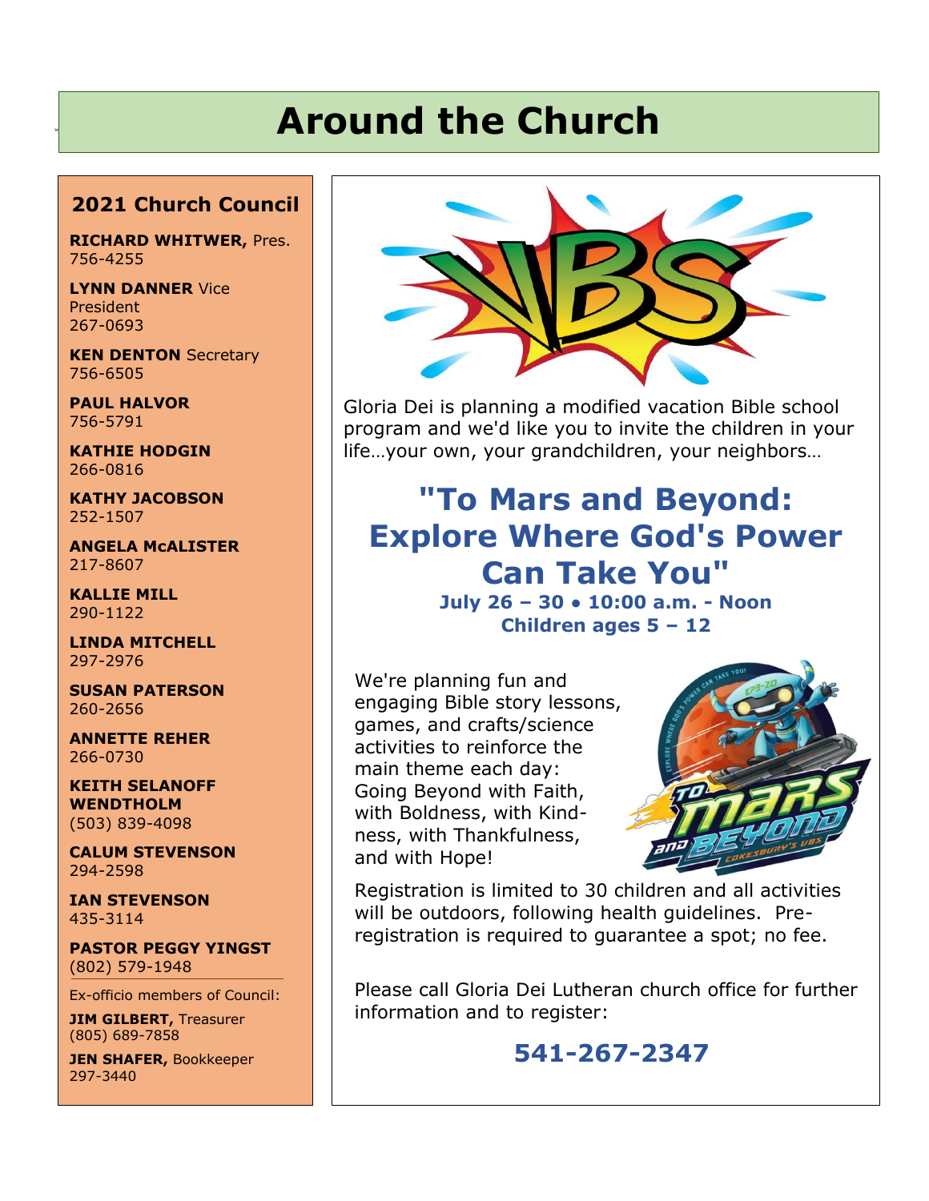# Around the Church

## 2021 Church Council

**RICHARD WHITWER,** Pres.
756-4255

**LYNN DANNER** Vice President
267-0693

**KEN DENTON** Secretary
756-6505

**PAUL HALVOR**
756-5791

**KATHIE HODGIN**
266-0816

**KATHY JACOBSON**
252-1507

**ANGELA McALISTER**
217-8607

**KALLIE MILL**
290-1122

**LINDA MITCHELL**
297-2976

**SUSAN PATERSON**
260-2656

**ANNETTE REHER**
266-0730

**KEITH SELANOFF WENDTHOLM**
(503) 839-4098

**CALUM STEVENSON**
294-2598

**IAN STEVENSON**
435-3114

**PASTOR PEGGY YINGST**
(802) 579-1948

Ex-officio members of Council:

**JIM GILBERT,** Treasurer
(805) 689-7858

**JEN SHAFER,** Bookkeeper
297-3440

---

Gloria Dei is planning a modified vacation Bible school program and we'd like you to invite the children in your life…your own, your grandchildren, your neighbors…

## "To Mars and Beyond: Explore Where God's Power Can Take You"

**July 26 – 30 • 10:00 a.m. - Noon**
**Children ages 5 – 12**

We're planning fun and engaging Bible story lessons, games, and crafts/science activities to reinforce the main theme each day: Going Beyond with Faith, with Boldness, with Kindness, with Thankfulness, and with Hope!

Registration is limited to 30 children and all activities will be outdoors, following health guidelines. Pre-registration is required to guarantee a spot; no fee.

Please call Gloria Dei Lutheran church office for further information and to register:

**541-267-2347**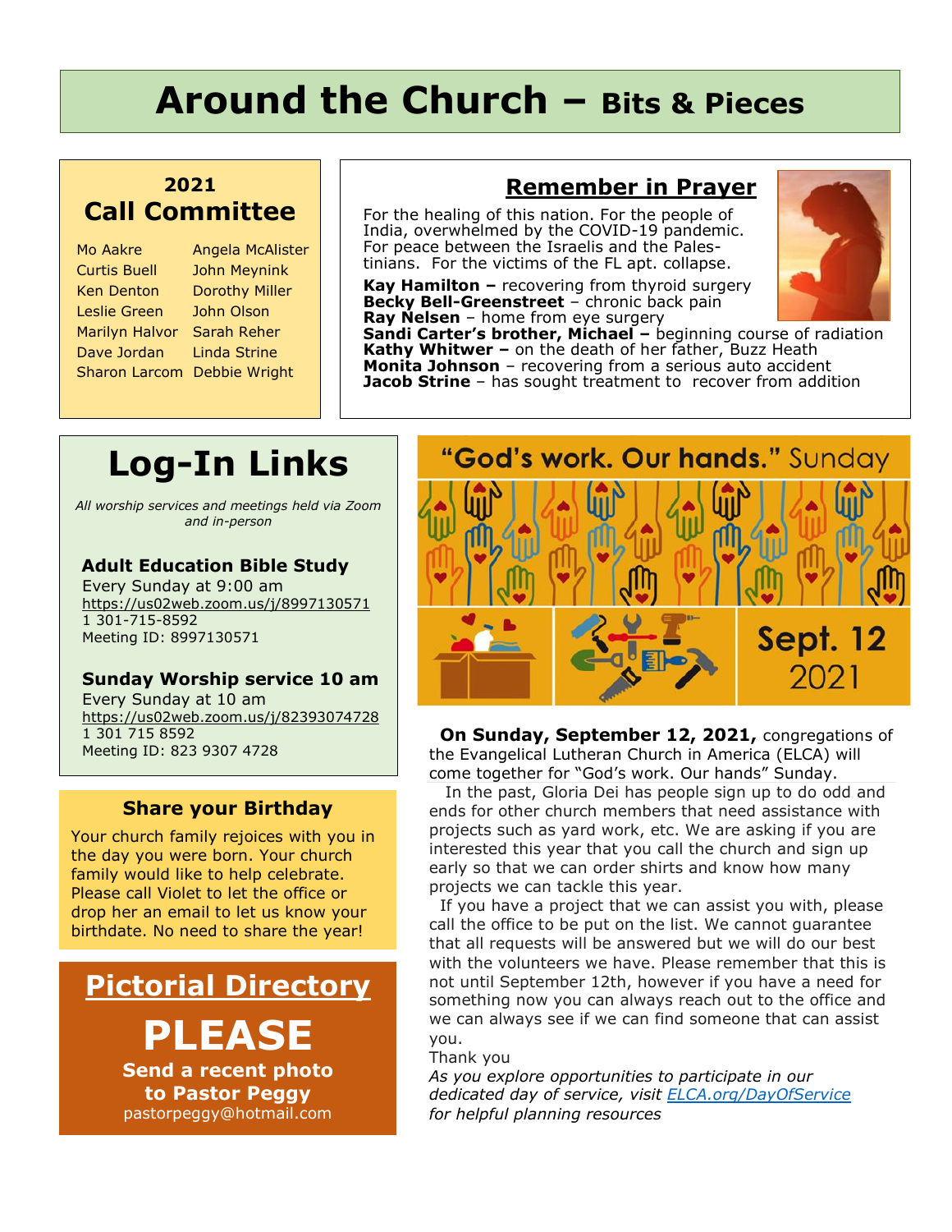# Around the Church – Bits & Pieces

## 2021 Call Committee

| | |
|---|---|
| Mo Aakre | Angela McAlister |
| Curtis Buell | John Meynink |
| Ken Denton | Dorothy Miller |
| Leslie Green | John Olson |
| Marilyn Halvor | Sarah Reher |
| Dave Jordan | Linda Strine |
| Sharon Larcom | Debbie Wright |

## Remember in Prayer

For the healing of this nation. For the people of India, overwhelmed by the COVID-19 pandemic. For peace between the Israelis and the Palestinians. For the victims of the FL apt. collapse.

**Kay Hamilton –** recovering from thyroid surgery
**Becky Bell-Greenstreet** – chronic back pain
**Ray Nelsen** – home from eye surgery
**Sandi Carter's brother, Michael –** beginning course of radiation
**Kathy Whitwer –** on the death of her father, Buzz Heath
**Monita Johnson** – recovering from a serious auto accident
**Jacob Strine** – has sought treatment to recover from addition

## Log-In Links

*All worship services and meetings held via Zoom and in-person*

**Adult Education Bible Study**
Every Sunday at 9:00 am
https://us02web.zoom.us/j/8997130571
1 301-715-8592
Meeting ID: 8997130571

**Sunday Worship service 10 am**
Every Sunday at 10 am
https://us02web.zoom.us/j/82393074728
1 301 715 8592
Meeting ID: 823 9307 4728

## Share your Birthday

Your church family rejoices with you in the day you were born. Your church family would like to help celebrate. Please call Violet to let the office or drop her an email to let us know your birthdate. No need to share the year!

## Pictorial Directory

# PLEASE

**Send a recent photo to Pastor Peggy**
pastorpeggy@hotmail.com

## "God's work. Our hands." Sunday

Sept. 12 2021

**On Sunday, September 12, 2021,** congregations of the Evangelical Lutheran Church in America (ELCA) will come together for "God's work. Our hands" Sunday.

In the past, Gloria Dei has people sign up to do odd and ends for other church members that need assistance with projects such as yard work, etc. We are asking if you are interested this year that you call the church and sign up early so that we can order shirts and know how many projects we can tackle this year.

If you have a project that we can assist you with, please call the office to be put on the list. We cannot guarantee that all requests will be answered but we will do our best with the volunteers we have. Please remember that this is not until September 12th, however if you have a need for something now you can always reach out to the office and we can always see if we can find someone that can assist you.

Thank you

*As you explore opportunities to participate in our dedicated day of service, visit ELCA.org/DayOfService for helpful planning resources*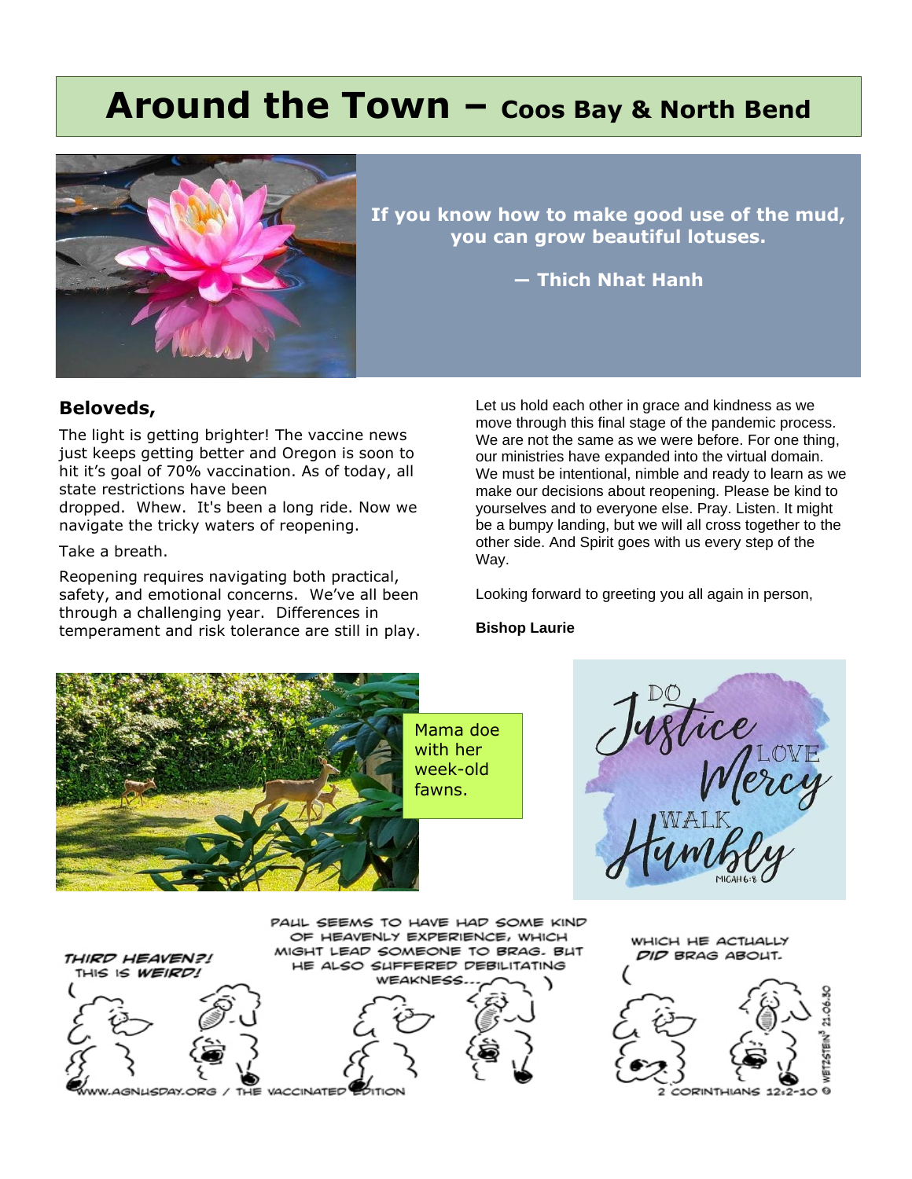# Around the Town – Coos Bay & North Bend

**If you know how to make good use of the mud, you can grow beautiful lotuses.**

**— Thich Nhat Hanh**

### Beloveds,

The light is getting brighter! The vaccine news just keeps getting better and Oregon is soon to hit it's goal of 70% vaccination. As of today, all state restrictions have been dropped. Whew. It's been a long ride. Now we navigate the tricky waters of reopening.

Take a breath.

Reopening requires navigating both practical, safety, and emotional concerns. We've all been through a challenging year. Differences in temperament and risk tolerance are still in play.

Let us hold each other in grace and kindness as we move through this final stage of the pandemic process. We are not the same as we were before. For one thing, our ministries have expanded into the virtual domain. We must be intentional, nimble and ready to learn as we make our decisions about reopening. Please be kind to yourselves and to everyone else. Pray. Listen. It might be a bumpy landing, but we will all cross together to the other side. And Spirit goes with us every step of the Way.

Looking forward to greeting you all again in person,

**Bishop Laurie**

Mama doe with her week-old fawns.

DO Justice LOVE Mercy WALK Humbly
MICAH 6:8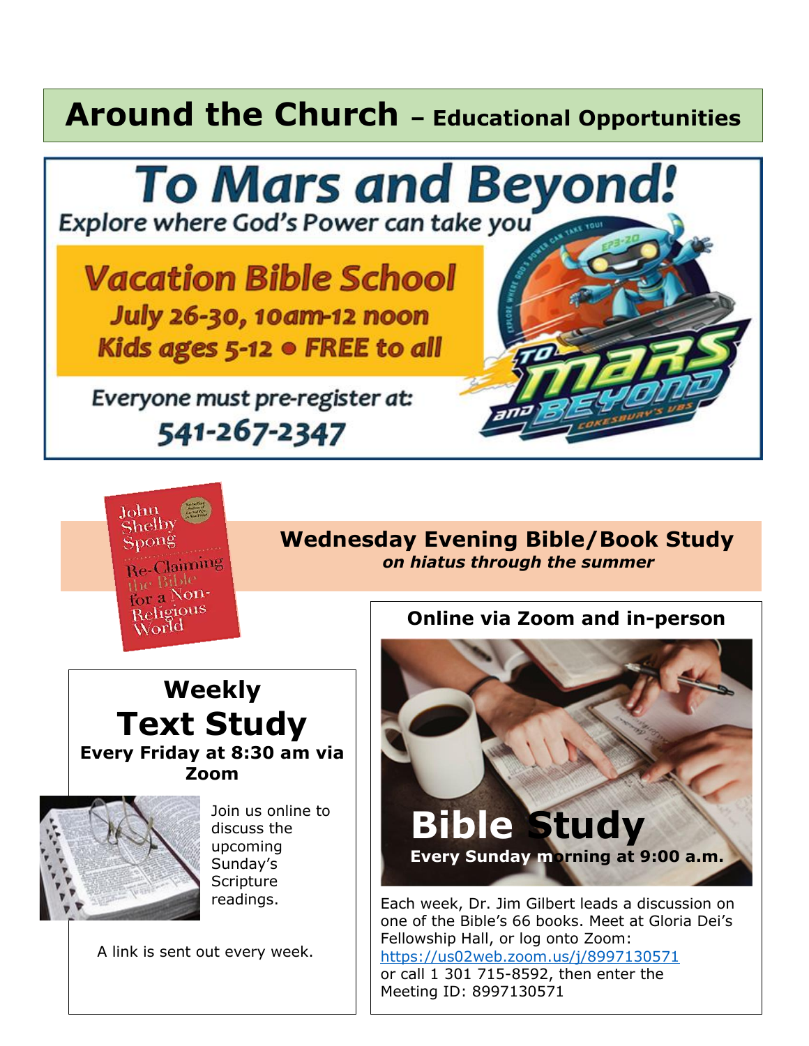# Around the Church – Educational Opportunities

## To Mars and Beyond!

Explore where God's Power can take you

### Vacation Bible School

**July 26-30, 10am-12 noon**

**Kids ages 5-12 • FREE to all**

Everyone must pre-register at:

**541-267-2347**

## Wednesday Evening Bible/Book Study

***on hiatus through the summer***

## Weekly Text Study

**Every Friday at 8:30 am via Zoom**

Join us online to discuss the upcoming Sunday's Scripture readings.

A link is sent out every week.

## Bible Study

**Online via Zoom and in-person**

**Every Sunday morning at 9:00 a.m.**

Each week, Dr. Jim Gilbert leads a discussion on one of the Bible's 66 books. Meet at Gloria Dei's Fellowship Hall, or log onto Zoom: https://us02web.zoom.us/j/8997130571 or call 1 301 715-8592, then enter the Meeting ID: 8997130571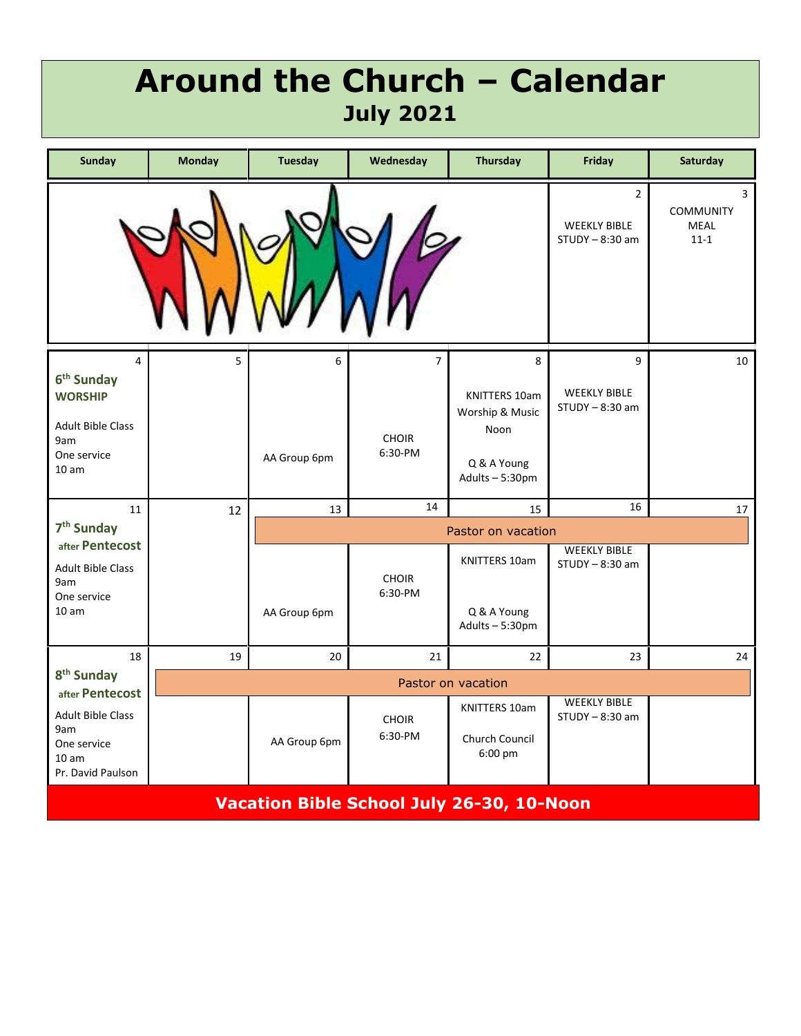# Around the Church – Calendar

## July 2021

| Sunday | Monday | Tuesday | Wednesday | Thursday | Friday | Saturday |
|---|---|---|---|---|---|---|
| | | | | | 2<br>WEEKLY BIBLE STUDY – 8:30 am | 3<br>COMMUNITY MEAL 11-1 |
| 4<br>**6th Sunday WORSHIP**<br>Adult Bible Class 9am<br>One service 10 am | 5 | 6<br>AA Group 6pm | 7<br>CHOIR 6:30-PM | 8<br>KNITTERS 10am<br>Worship & Music Noon<br>Q & A Young Adults – 5:30pm | 9<br>WEEKLY BIBLE STUDY – 8:30 am | 10 |
| 11<br>**7th Sunday after Pentecost**<br>Adult Bible Class 9am<br>One service 10 am | 12 | 13<br>Pastor on vacation<br>AA Group 6pm | 14<br>Pastor on vacation<br>CHOIR 6:30-PM | 15<br>Pastor on vacation<br>KNITTERS 10am<br>Q & A Young Adults – 5:30pm | 16<br>Pastor on vacation<br>WEEKLY BIBLE STUDY – 8:30 am | 17<br>Pastor on vacation |
| 18<br>**8th Sunday after Pentecost**<br>Adult Bible Class 9am<br>One service 10 am<br>Pr. David Paulson | 19<br>Pastor on vacation | 20<br>Pastor on vacation<br>AA Group 6pm | 21<br>Pastor on vacation<br>CHOIR 6:30-PM | 22<br>Pastor on vacation<br>KNITTERS 10am<br>Church Council 6:00 pm | 23<br>Pastor on vacation<br>WEEKLY BIBLE STUDY – 8:30 am | 24<br>Pastor on vacation |

**Vacation Bible School July 26-30, 10-Noon**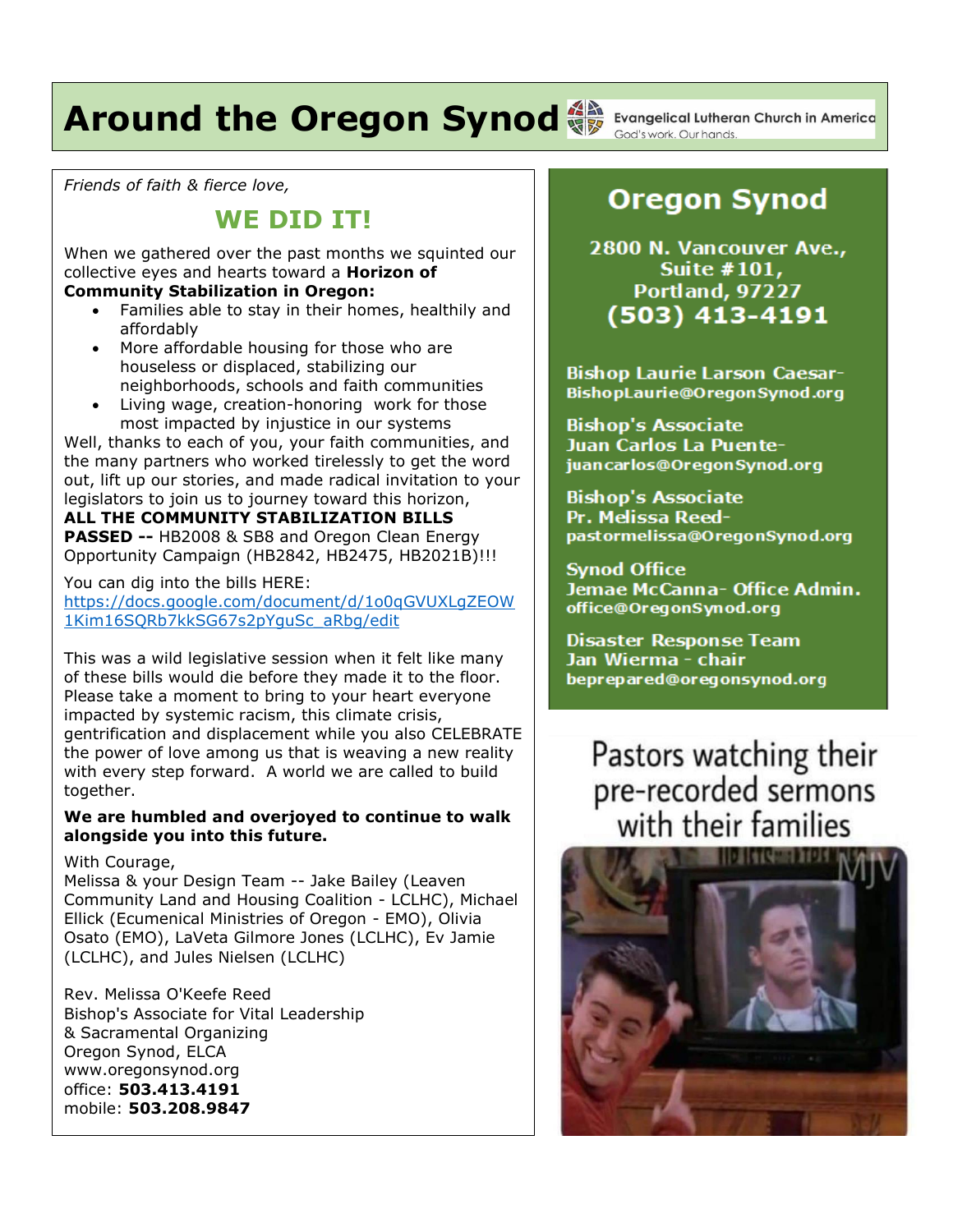# Around the Oregon Synod

Evangelical Lutheran Church in America
God's work. Our hands.

*Friends of faith & fierce love,*

## WE DID IT!

When we gathered over the past months we squinted our collective eyes and hearts toward a **Horizon of Community Stabilization in Oregon:**

- Families able to stay in their homes, healthily and affordably
- More affordable housing for those who are houseless or displaced, stabilizing our neighborhoods, schools and faith communities
- Living wage, creation-honoring work for those most impacted by injustice in our systems

Well, thanks to each of you, your faith communities, and the many partners who worked tirelessly to get the word out, lift up our stories, and made radical invitation to your legislators to join us to journey toward this horizon, **ALL THE COMMUNITY STABILIZATION BILLS PASSED --** HB2008 & SB8 and Oregon Clean Energy Opportunity Campaign (HB2842, HB2475, HB2021B)!!!

You can dig into the bills HERE: https://docs.google.com/document/d/1o0qGVUXLgZEOW1Kim16SQRb7kkSG67s2pYguSc_aRbg/edit

This was a wild legislative session when it felt like many of these bills would die before they made it to the floor. Please take a moment to bring to your heart everyone impacted by systemic racism, this climate crisis, gentrification and displacement while you also CELEBRATE the power of love among us that is weaving a new reality with every step forward. A world we are called to build together.

**We are humbled and overjoyed to continue to walk alongside you into this future.**

With Courage,
Melissa & your Design Team -- Jake Bailey (Leaven Community Land and Housing Coalition - LCLHC), Michael Ellick (Ecumenical Ministries of Oregon - EMO), Olivia Osato (EMO), LaVeta Gilmore Jones (LCLHC), Ev Jamie (LCLHC), and Jules Nielsen (LCLHC)

Rev. Melissa O'Keefe Reed
Bishop's Associate for Vital Leadership
& Sacramental Organizing
Oregon Synod, ELCA
www.oregonsynod.org
office: **503.413.4191**
mobile: **503.208.9847**

## Oregon Synod

**2800 N. Vancouver Ave., Suite #101, Portland, 97227**
**(503) 413-4191**

**Bishop Laurie Larson Caesar-**
BishopLaurie@OregonSynod.org

**Bishop's Associate Juan Carlos La Puente-**
juancarlos@OregonSynod.org

**Bishop's Associate Pr. Melissa Reed-**
pastormelissa@OregonSynod.org

**Synod Office**
**Jemae McCanna- Office Admin.**
office@OregonSynod.org

**Disaster Response Team**
**Jan Wierma - chair**
beprepared@oregonsynod.org

Pastors watching their pre-recorded sermons with their families